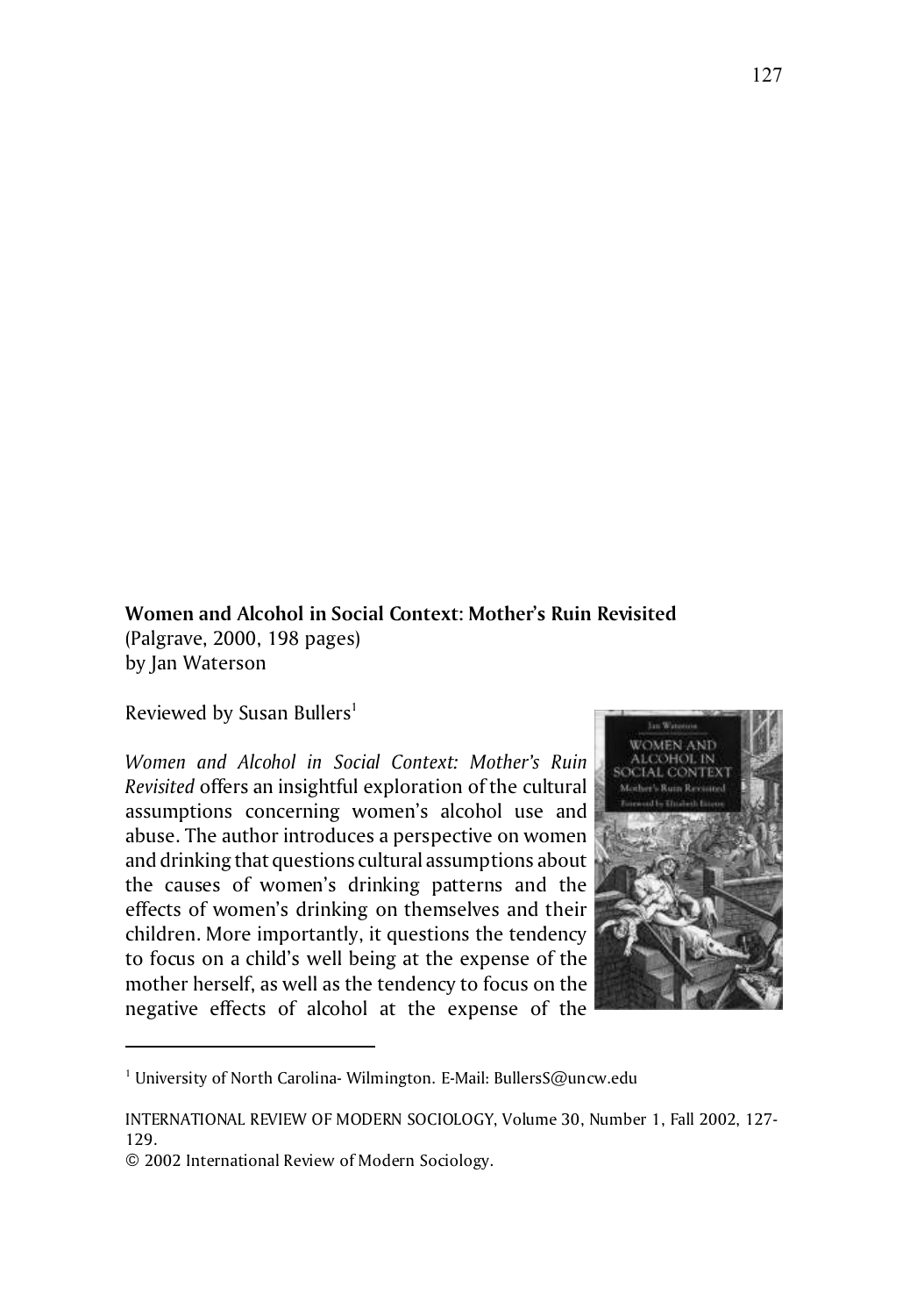**Women and Alcohol in Social Context: Mother's Ruin Revisited**
(Palgrave, 2000, 198 pages)
by Jan Waterson

Reviewed by Susan Bullers[1]

*Women and Alcohol in Social Context: Mother's Ruin Revisited* offers an insightful exploration of the cultural assumptions concerning women's alcohol use and abuse. The author introduces a perspective on women and drinking that questions cultural assumptions about the causes of women's drinking patterns and the effects of women's drinking on themselves and their children. More importantly, it questions the tendency to focus on a child's well being at the expense of the mother herself, as well as the tendency to focus on the negative effects of alcohol at the expense of the

[1] University of North Carolina- Wilmington. E-Mail: BullersS@uncw.edu

INTERNATIONAL REVIEW OF MODERN SOCIOLOGY, Volume 30, Number 1, Fall 2002, 127-129.

© 2002 International Review of Modern Sociology.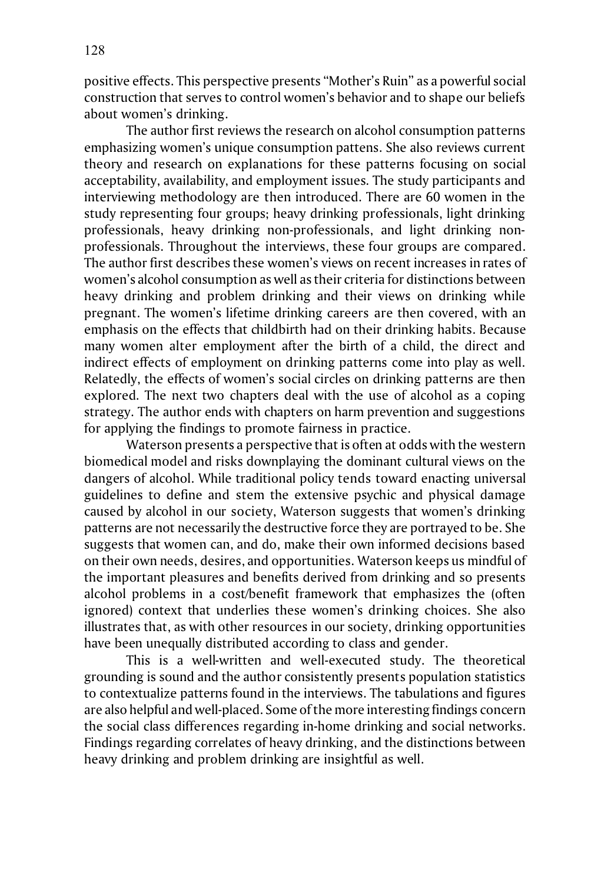positive effects. This perspective presents "Mother's Ruin" as a powerful social construction that serves to control women's behavior and to shape our beliefs about women's drinking.

The author first reviews the research on alcohol consumption patterns emphasizing women's unique consumption pattens. She also reviews current theory and research on explanations for these patterns focusing on social acceptability, availability, and employment issues. The study participants and interviewing methodology are then introduced. There are 60 women in the study representing four groups; heavy drinking professionals, light drinking professionals, heavy drinking non-professionals, and light drinking non-professionals. Throughout the interviews, these four groups are compared. The author first describes these women's views on recent increases in rates of women's alcohol consumption as well as their criteria for distinctions between heavy drinking and problem drinking and their views on drinking while pregnant. The women's lifetime drinking careers are then covered, with an emphasis on the effects that childbirth had on their drinking habits. Because many women alter employment after the birth of a child, the direct and indirect effects of employment on drinking patterns come into play as well. Relatedly, the effects of women's social circles on drinking patterns are then explored. The next two chapters deal with the use of alcohol as a coping strategy. The author ends with chapters on harm prevention and suggestions for applying the findings to promote fairness in practice.

Waterson presents a perspective that is often at odds with the western biomedical model and risks downplaying the dominant cultural views on the dangers of alcohol. While traditional policy tends toward enacting universal guidelines to define and stem the extensive psychic and physical damage caused by alcohol in our society, Waterson suggests that women's drinking patterns are not necessarily the destructive force they are portrayed to be. She suggests that women can, and do, make their own informed decisions based on their own needs, desires, and opportunities. Waterson keeps us mindful of the important pleasures and benefits derived from drinking and so presents alcohol problems in a cost/benefit framework that emphasizes the (often ignored) context that underlies these women's drinking choices. She also illustrates that, as with other resources in our society, drinking opportunities have been unequally distributed according to class and gender.

This is a well-written and well-executed study. The theoretical grounding is sound and the author consistently presents population statistics to contextualize patterns found in the interviews. The tabulations and figures are also helpful and well-placed. Some of the more interesting findings concern the social class differences regarding in-home drinking and social networks. Findings regarding correlates of heavy drinking, and the distinctions between heavy drinking and problem drinking are insightful as well.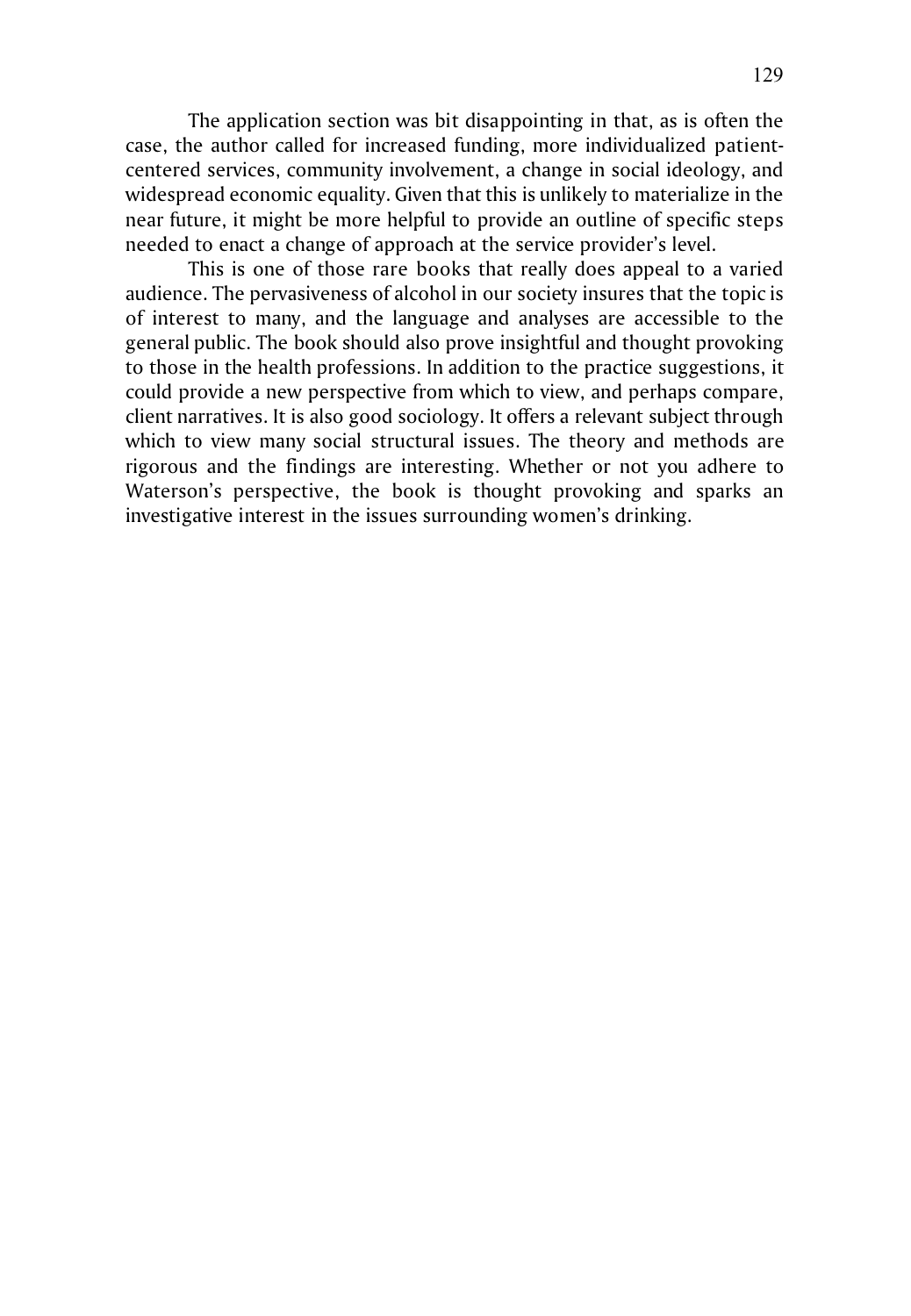The application section was bit disappointing in that, as is often the case, the author called for increased funding, more individualized patient-centered services, community involvement, a change in social ideology, and widespread economic equality. Given that this is unlikely to materialize in the near future, it might be more helpful to provide an outline of specific steps needed to enact a change of approach at the service provider's level.

This is one of those rare books that really does appeal to a varied audience. The pervasiveness of alcohol in our society insures that the topic is of interest to many, and the language and analyses are accessible to the general public. The book should also prove insightful and thought provoking to those in the health professions. In addition to the practice suggestions, it could provide a new perspective from which to view, and perhaps compare, client narratives. It is also good sociology. It offers a relevant subject through which to view many social structural issues. The theory and methods are rigorous and the findings are interesting. Whether or not you adhere to Waterson's perspective, the book is thought provoking and sparks an investigative interest in the issues surrounding women's drinking.